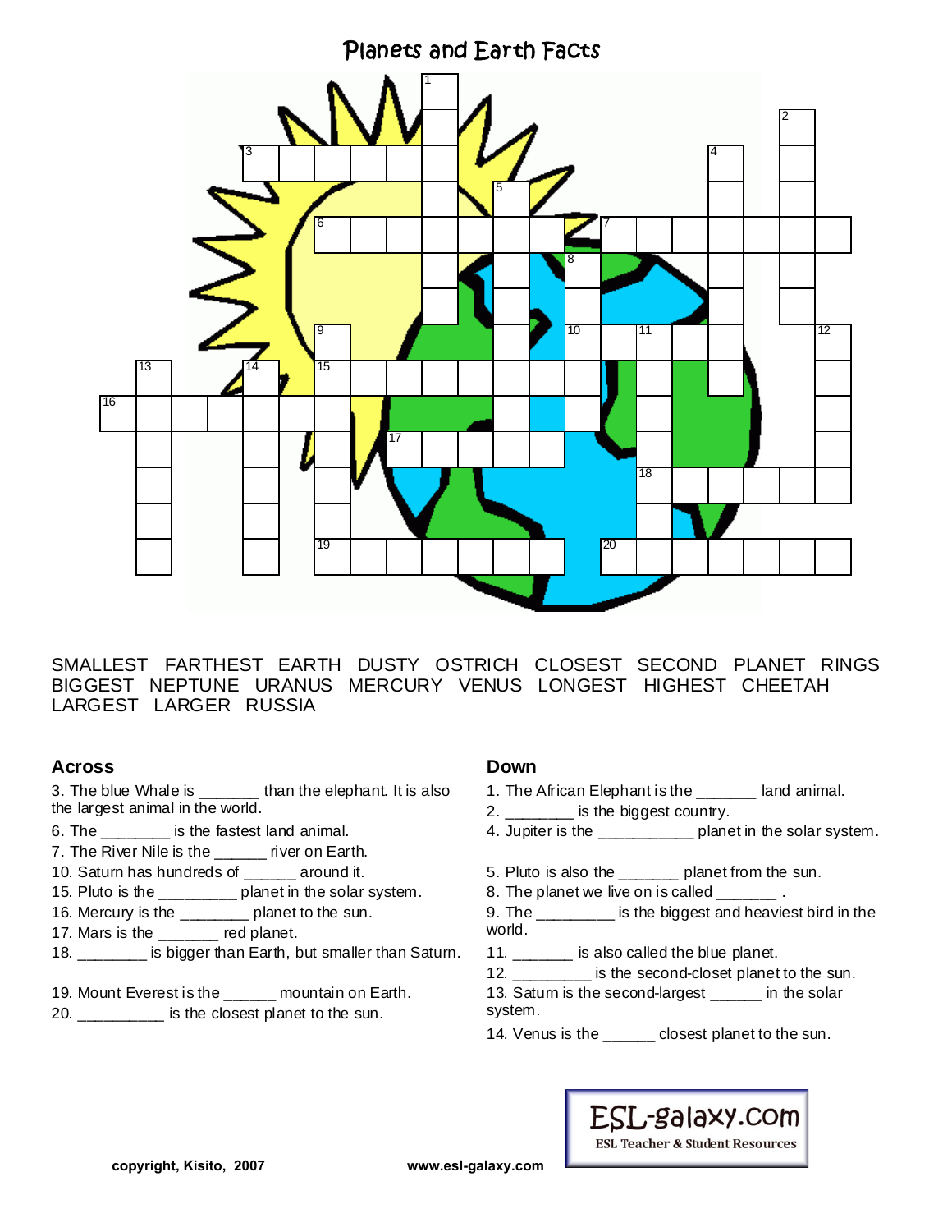# Planets and Earth Facts

SMALLEST FARTHEST EARTH DUSTY OSTRICH CLOSEST SECOND PLANET RINGS BIGGEST NEPTUNE URANUS MERCURY VENUS LONGEST HIGHEST CHEETAH LARGEST LARGER RUSSIA

## Across

3. The blue Whale is _______ than the elephant. It is also the largest animal in the world.
6. The ________ is the fastest land animal.
7. The River Nile is the ______ river on Earth.
10. Saturn has hundreds of ______ around it.
15. Pluto is the _________ planet in the solar system.
16. Mercury is the ________ planet to the sun.
17. Mars is the _______ red planet.
18. ________ is bigger than Earth, but smaller than Saturn.
19. Mount Everest is the ______ mountain on Earth.
20. __________ is the closest planet to the sun.

## Down

1. The African Elephant is the _______ land animal.
2. ________ is the biggest country.
4. Jupiter is the ___________ planet in the solar system.
5. Pluto is also the _______ planet from the sun.
8. The planet we live on is called _______ .
9. The _________ is the biggest and heaviest bird in the world.
11. _______ is also called the blue planet.
12. _________ is the second-closet planet to the sun.
13. Saturn is the second-largest ______ in the solar system.
14. Venus is the ______ closest planet to the sun.

copyright, Kisito, 2007

www.esl-galaxy.com

ESL-galaxy.com ESL Teacher & Student Resources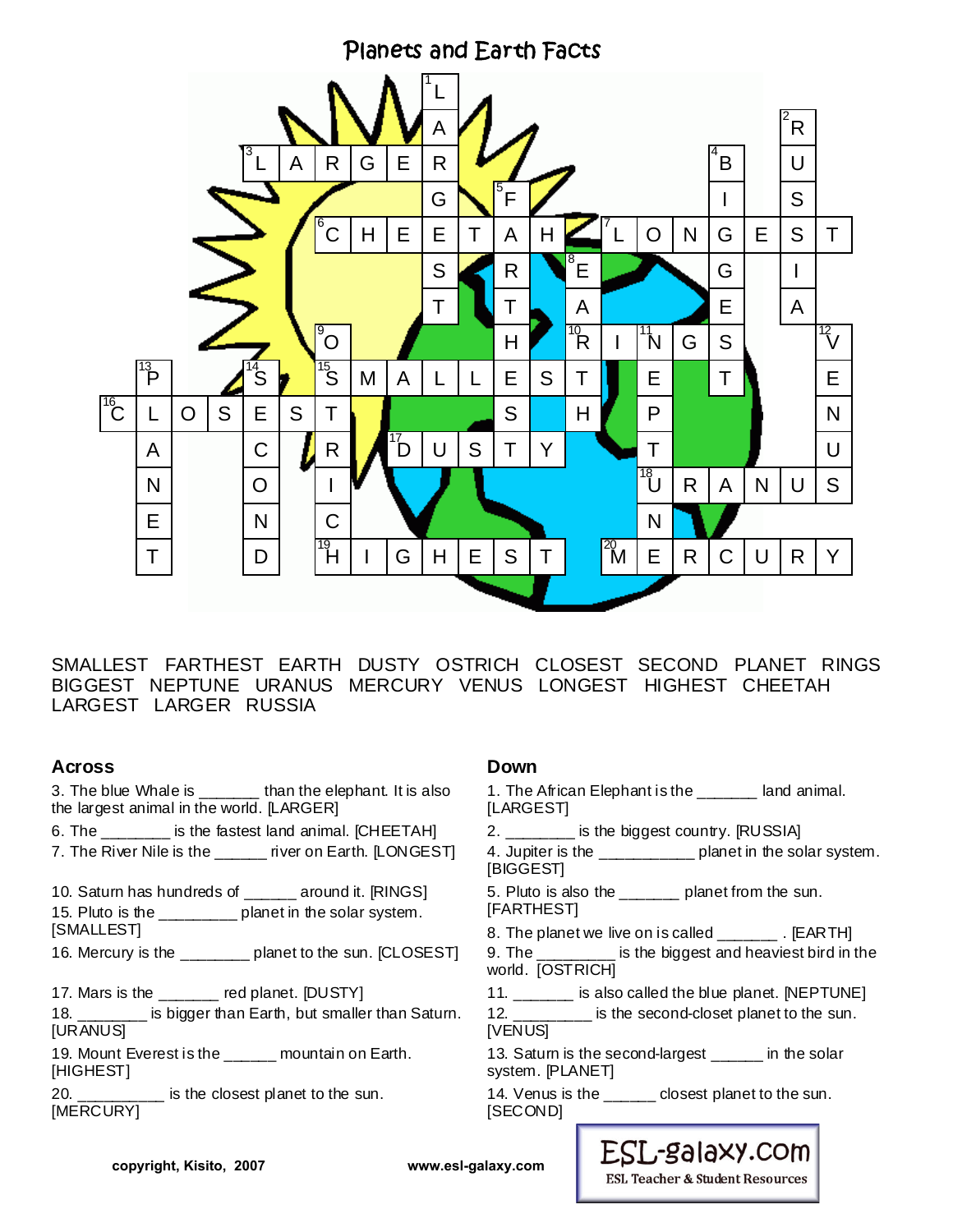# Planets and Earth Facts

SMALLEST FARTHEST EARTH DUSTY OSTRICH CLOSEST SECOND PLANET RINGS BIGGEST NEPTUNE URANUS MERCURY VENUS LONGEST HIGHEST CHEETAH LARGEST LARGER RUSSIA

### Across

3. The blue Whale is _______ than the elephant. It is also the largest animal in the world. [LARGER]
6. The ________ is the fastest land animal. [CHEETAH]
7. The River Nile is the ______ river on Earth. [LONGEST]
10. Saturn has hundreds of ______ around it. [RINGS]
15. Pluto is the _________ planet in the solar system. [SMALLEST]
16. Mercury is the ________ planet to the sun. [CLOSEST]
17. Mars is the _______ red planet. [DUSTY]
18. ________ is bigger than Earth, but smaller than Saturn. [URANUS]
19. Mount Everest is the ______ mountain on Earth. [HIGHEST]
20. __________ is the closest planet to the sun. [MERCURY]

### Down

1. The African Elephant is the _______ land animal. [LARGEST]
2. ________ is the biggest country. [RUSSIA]
4. Jupiter is the ___________ planet in the solar system. [BIGGEST]
5. Pluto is also the _______ planet from the sun. [FARTHEST]
8. The planet we live on is called _______ . [EARTH]
9. The _________ is the biggest and heaviest bird in the world. [OSTRICH]
11. _______ is also called the blue planet. [NEPTUNE]
12. _________ is the second-closet planet to the sun. [VENUS]
13. Saturn is the second-largest ______ in the solar system. [PLANET]
14. Venus is the ______ closest planet to the sun. [SECOND]

copyright, Kisito, 2007

www.esl-galaxy.com

ESL-galaxy.com
ESL Teacher & Student Resources